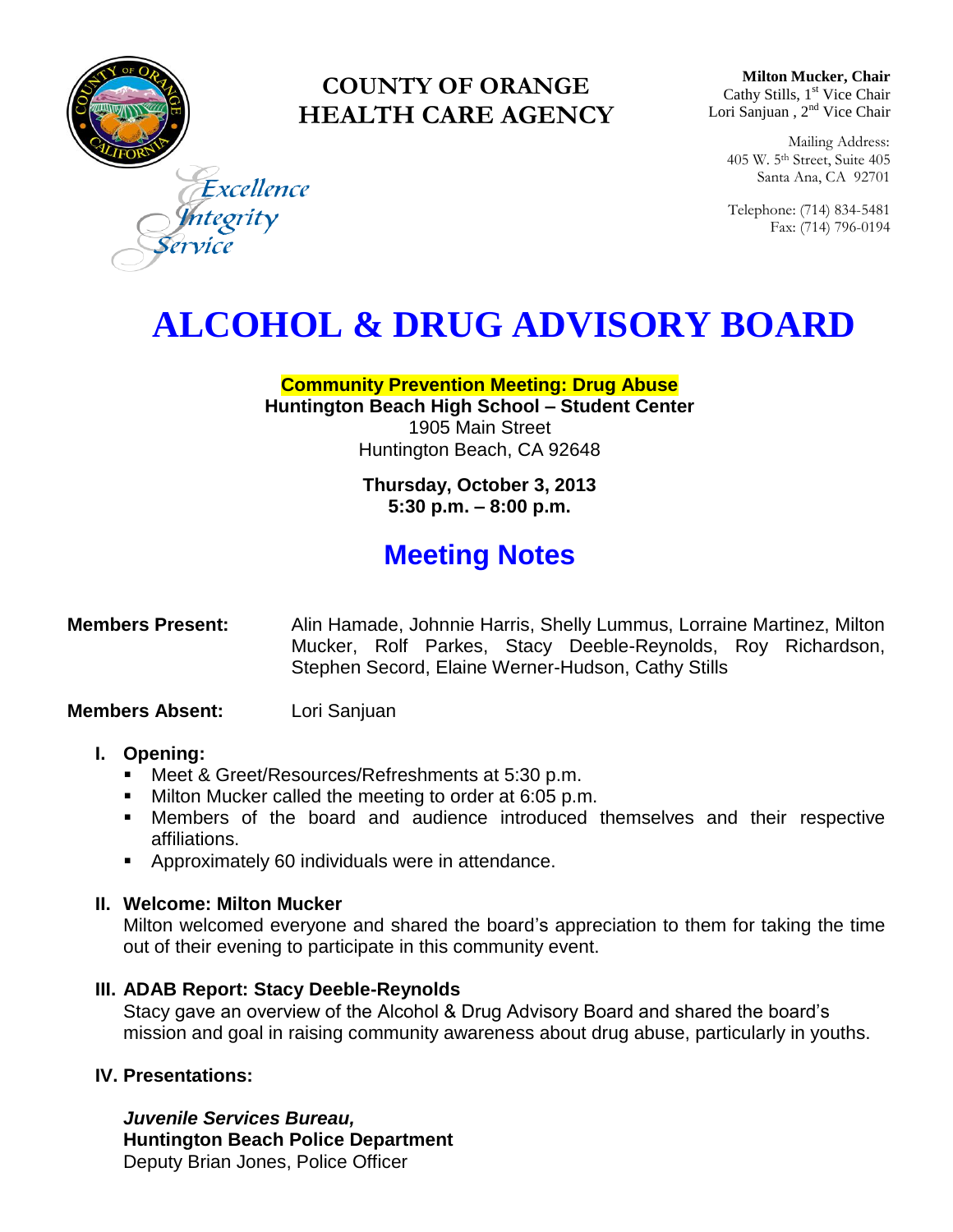**COUNTY OF ORANGE**
**HEALTH CARE AGENCY**

*Excellence*
*Integrity*
*Service*

**Milton Mucker, Chair**
Cathy Stills, 1st Vice Chair
Lori Sanjuan , 2nd Vice Chair

Mailing Address:
405 W. 5th Street, Suite 405
Santa Ana, CA 92701

Telephone: (714) 834-5481
Fax: (714) 796-0194

# ALCOHOL & DRUG ADVISORY BOARD

**Community Prevention Meeting: Drug Abuse**
**Huntington Beach High School – Student Center**
1905 Main Street
Huntington Beach, CA 92648

**Thursday, October 3, 2013**
**5:30 p.m. – 8:00 p.m.**

## Meeting Notes

**Members Present:** Alin Hamade, Johnnie Harris, Shelly Lummus, Lorraine Martinez, Milton Mucker, Rolf Parkes, Stacy Deeble-Reynolds, Roy Richardson, Stephen Secord, Elaine Werner-Hudson, Cathy Stills

**Members Absent:** Lori Sanjuan

### I. Opening:

- Meet & Greet/Resources/Refreshments at 5:30 p.m.
- Milton Mucker called the meeting to order at 6:05 p.m.
- Members of the board and audience introduced themselves and their respective affiliations.
- Approximately 60 individuals were in attendance.

### II. Welcome: Milton Mucker

Milton welcomed everyone and shared the board's appreciation to them for taking the time out of their evening to participate in this community event.

### III. ADAB Report: Stacy Deeble-Reynolds

Stacy gave an overview of the Alcohol & Drug Advisory Board and shared the board's mission and goal in raising community awareness about drug abuse, particularly in youths.

### IV. Presentations:

***Juvenile Services Bureau,***
**Huntington Beach Police Department**
Deputy Brian Jones, Police Officer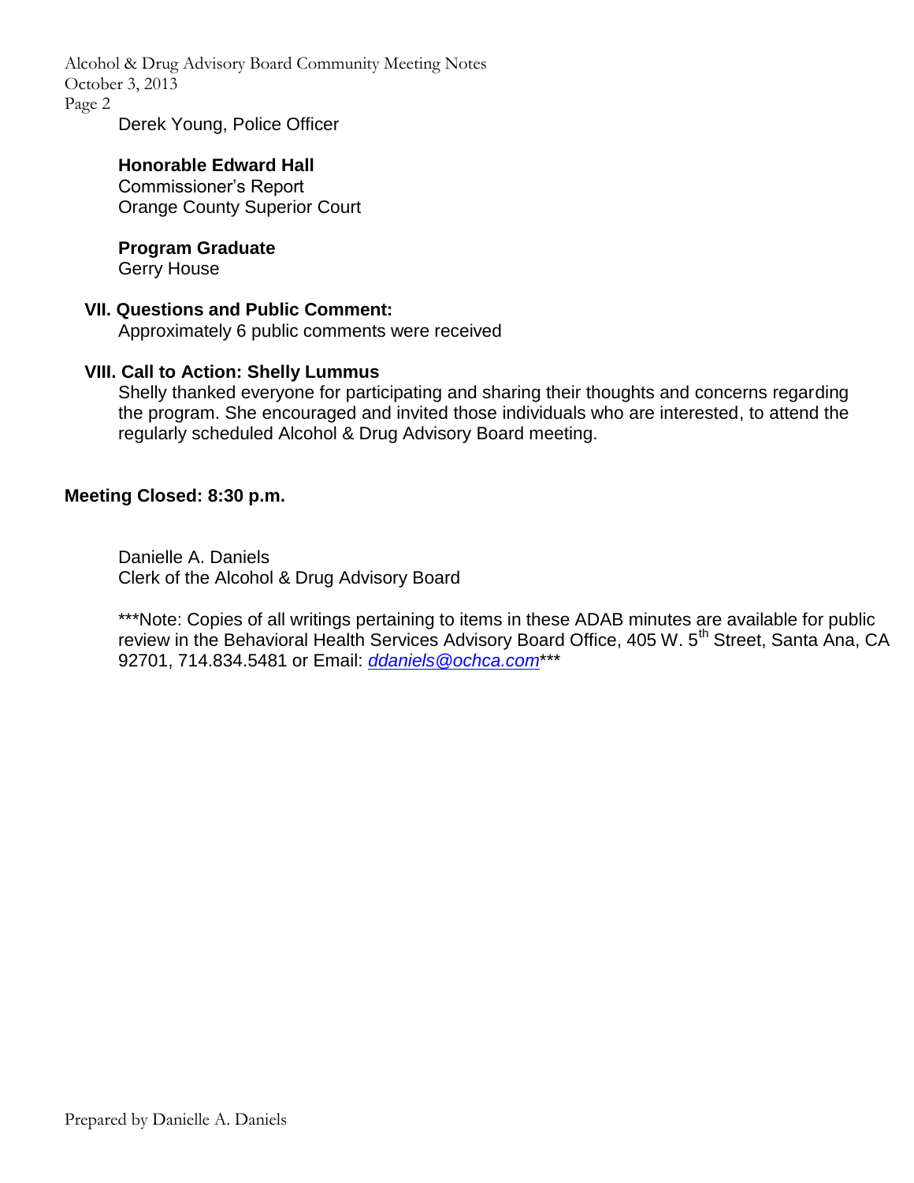Derek Young, Police Officer

**Honorable Edward Hall**
Commissioner's Report
Orange County Superior Court

**Program Graduate**
Gerry House

**VII. Questions and Public Comment:**
Approximately 6 public comments were received

**VIII. Call to Action: Shelly Lummus**
Shelly thanked everyone for participating and sharing their thoughts and concerns regarding the program. She encouraged and invited those individuals who are interested, to attend the regularly scheduled Alcohol & Drug Advisory Board meeting.

**Meeting Closed: 8:30 p.m.**

Danielle A. Daniels
Clerk of the Alcohol & Drug Advisory Board

***Note: Copies of all writings pertaining to items in these ADAB minutes are available for public review in the Behavioral Health Services Advisory Board Office, 405 W. 5th Street, Santa Ana, CA 92701, 714.834.5481 or Email: *ddaniels@ochca.com****

Prepared by Danielle A. Daniels